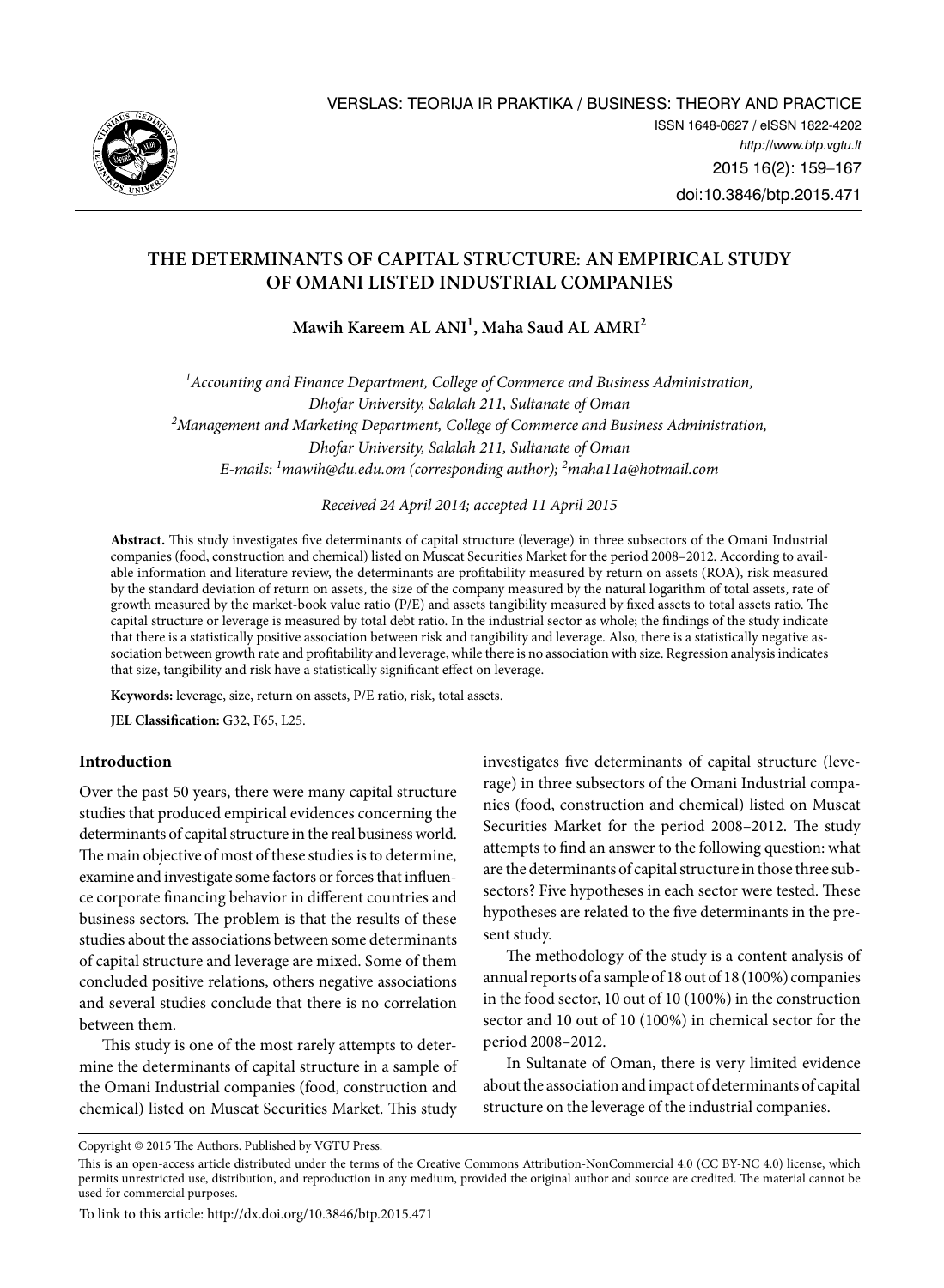# THE DETERMINANTS OF CAPITAL STRUCTURE: AN EMPIRICAL STUDY OF OMANI LISTED INDUSTRIAL COMPANIES

**Mawih Kareem AL ANI[1], Maha Saud AL AMRI[2]**

*[1]Accounting and Finance Department, College of Commerce and Business Administration, Dhofar University, Salalah 211, Sultanate of Oman*
*[2]Management and Marketing Department, College of Commerce and Business Administration, Dhofar University, Salalah 211, Sultanate of Oman*
*E-mails: [1]mawih@du.edu.om (corresponding author); [2]maha11a@hotmail.com*

*Received 24 April 2014; accepted 11 April 2015*

**Abstract.** This study investigates five determinants of capital structure (leverage) in three subsectors of the Omani Industrial companies (food, construction and chemical) listed on Muscat Securities Market for the period 2008–2012. According to available information and literature review, the determinants are profitability measured by return on assets (ROA), risk measured by the standard deviation of return on assets, the size of the company measured by the natural logarithm of total assets, rate of growth measured by the market-book value ratio (P/E) and assets tangibility measured by fixed assets to total assets ratio. The capital structure or leverage is measured by total debt ratio. In the industrial sector as whole; the findings of the study indicate that there is a statistically positive association between risk and tangibility and leverage. Also, there is a statistically negative association between growth rate and profitability and leverage, while there is no association with size. Regression analysis indicates that size, tangibility and risk have a statistically significant effect on leverage.

**Keywords:** leverage, size, return on assets, P/E ratio, risk, total assets.

**JEL Classification:** G32, F65, L25.

## Introduction

Over the past 50 years, there were many capital structure studies that produced empirical evidences concerning the determinants of capital structure in the real business world. The main objective of most of these studies is to determine, examine and investigate some factors or forces that influence corporate financing behavior in different countries and business sectors. The problem is that the results of these studies about the associations between some determinants of capital structure and leverage are mixed. Some of them concluded positive relations, others negative associations and several studies conclude that there is no correlation between them.

This study is one of the most rarely attempts to determine the determinants of capital structure in a sample of the Omani Industrial companies (food, construction and chemical) listed on Muscat Securities Market. This study investigates five determinants of capital structure (leverage) in three subsectors of the Omani Industrial companies (food, construction and chemical) listed on Muscat Securities Market for the period 2008–2012. The study attempts to find an answer to the following question: what are the determinants of capital structure in those three subsectors? Five hypotheses in each sector were tested. These hypotheses are related to the five determinants in the present study.

The methodology of the study is a content analysis of annual reports of a sample of 18 out of 18 (100%) companies in the food sector, 10 out of 10 (100%) in the construction sector and 10 out of 10 (100%) in chemical sector for the period 2008–2012.

In Sultanate of Oman, there is very limited evidence about the association and impact of determinants of capital structure on the leverage of the industrial companies.

Copyright © 2015 The Authors. Published by VGTU Press.

This is an open-access article distributed under the terms of the Creative Commons Attribution-NonCommercial 4.0 (CC BY-NC 4.0) license, which permits unrestricted use, distribution, and reproduction in any medium, provided the original author and source are credited. The material cannot be used for commercial purposes.

To link to this article: http://dx.doi.org/10.3846/btp.2015.471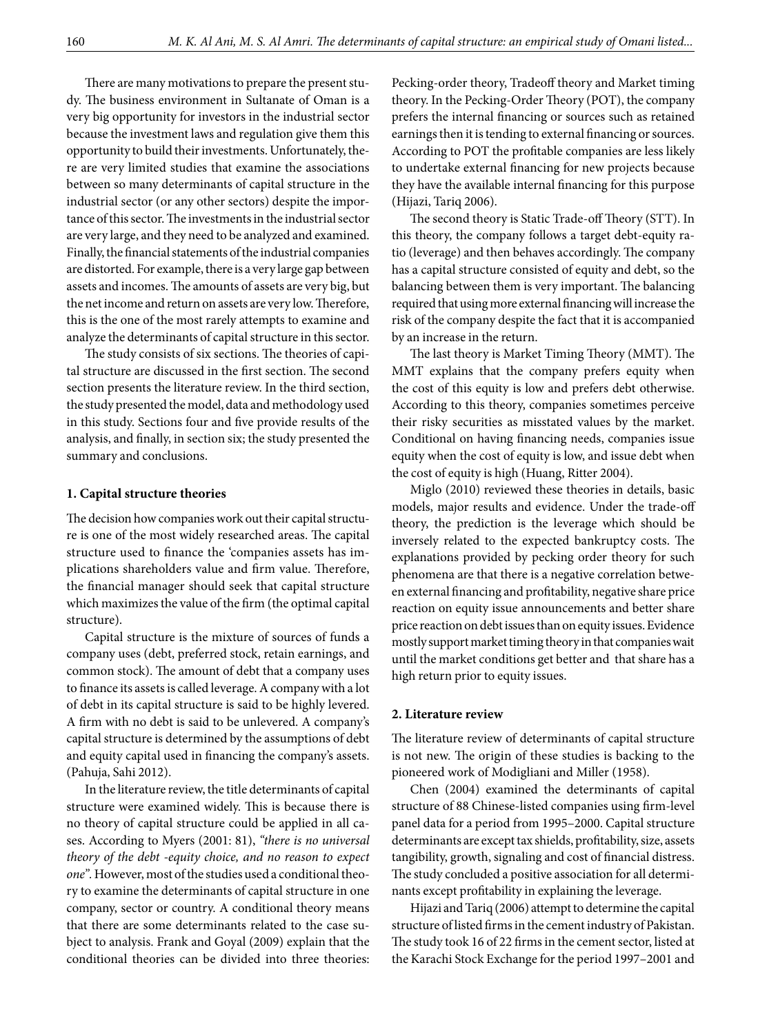There are many motivations to prepare the present study. The business environment in Sultanate of Oman is a very big opportunity for investors in the industrial sector because the investment laws and regulation give them this opportunity to build their investments. Unfortunately, there are very limited studies that examine the associations between so many determinants of capital structure in the industrial sector (or any other sectors) despite the importance of this sector. The investments in the industrial sector are very large, and they need to be analyzed and examined. Finally, the financial statements of the industrial companies are distorted. For example, there is a very large gap between assets and incomes. The amounts of assets are very big, but the net income and return on assets are very low. Therefore, this is the one of the most rarely attempts to examine and analyze the determinants of capital structure in this sector.

The study consists of six sections. The theories of capital structure are discussed in the first section. The second section presents the literature review. In the third section, the study presented the model, data and methodology used in this study. Sections four and five provide results of the analysis, and finally, in section six; the study presented the summary and conclusions.

## 1. Capital structure theories

The decision how companies work out their capital structure is one of the most widely researched areas. The capital structure used to finance the 'companies assets has implications shareholders value and firm value. Therefore, the financial manager should seek that capital structure which maximizes the value of the firm (the optimal capital structure).

Capital structure is the mixture of sources of funds a company uses (debt, preferred stock, retain earnings, and common stock). The amount of debt that a company uses to finance its assets is called leverage. A company with a lot of debt in its capital structure is said to be highly levered. A firm with no debt is said to be unlevered. A company's capital structure is determined by the assumptions of debt and equity capital used in financing the company's assets. (Pahuja, Sahi 2012).

In the literature review, the title determinants of capital structure were examined widely. This is because there is no theory of capital structure could be applied in all cases. According to Myers (2001: 81), *"there is no universal theory of the debt -equity choice, and no reason to expect one"*. However, most of the studies used a conditional theory to examine the determinants of capital structure in one company, sector or country. A conditional theory means that there are some determinants related to the case subject to analysis. Frank and Goyal (2009) explain that the conditional theories can be divided into three theories: Pecking-order theory, Tradeoff theory and Market timing theory. In the Pecking-Order Theory (POT), the company prefers the internal financing or sources such as retained earnings then it is tending to external financing or sources. According to POT the profitable companies are less likely to undertake external financing for new projects because they have the available internal financing for this purpose (Hijazi, Tariq 2006).

The second theory is Static Trade-off Theory (STT). In this theory, the company follows a target debt-equity ratio (leverage) and then behaves accordingly. The company has a capital structure consisted of equity and debt, so the balancing between them is very important. The balancing required that using more external financing will increase the risk of the company despite the fact that it is accompanied by an increase in the return.

The last theory is Market Timing Theory (MMT). The MMT explains that the company prefers equity when the cost of this equity is low and prefers debt otherwise. According to this theory, companies sometimes perceive their risky securities as misstated values by the market. Conditional on having financing needs, companies issue equity when the cost of equity is low, and issue debt when the cost of equity is high (Huang, Ritter 2004).

Miglo (2010) reviewed these theories in details, basic models, major results and evidence. Under the trade-off theory, the prediction is the leverage which should be inversely related to the expected bankruptcy costs. The explanations provided by pecking order theory for such phenomena are that there is a negative correlation between external financing and profitability, negative share price reaction on equity issue announcements and better share price reaction on debt issues than on equity issues. Evidence mostly support market timing theory in that companies wait until the market conditions get better and that share has a high return prior to equity issues.

## 2. Literature review

The literature review of determinants of capital structure is not new. The origin of these studies is backing to the pioneered work of Modigliani and Miller (1958).

Chen (2004) examined the determinants of capital structure of 88 Chinese-listed companies using firm-level panel data for a period from 1995–2000. Capital structure determinants are except tax shields, profitability, size, assets tangibility, growth, signaling and cost of financial distress. The study concluded a positive association for all determinants except profitability in explaining the leverage.

Hijazi and Tariq (2006) attempt to determine the capital structure of listed firms in the cement industry of Pakistan. The study took 16 of 22 firms in the cement sector, listed at the Karachi Stock Exchange for the period 1997–2001 and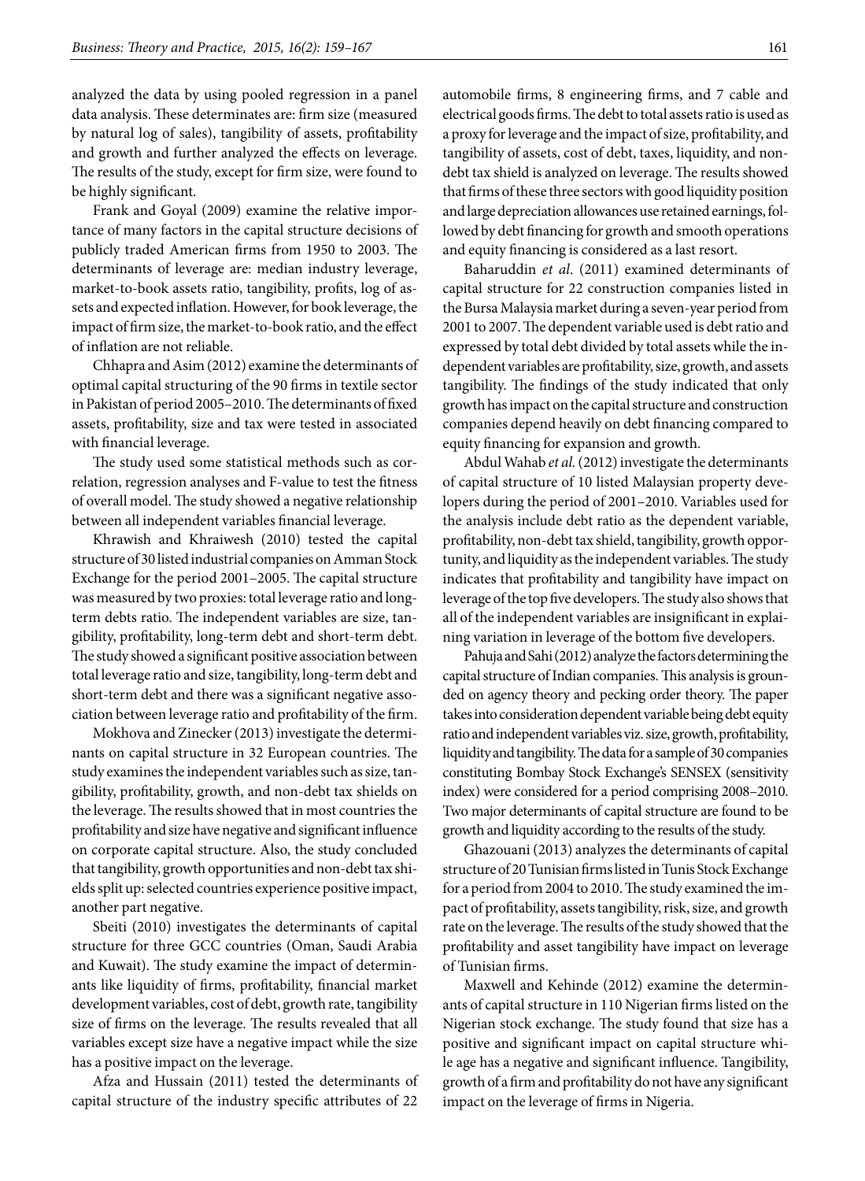analyzed the data by using pooled regression in a panel data analysis. These determinates are: firm size (measured by natural log of sales), tangibility of assets, profitability and growth and further analyzed the effects on leverage. The results of the study, except for firm size, were found to be highly significant.

Frank and Goyal (2009) examine the relative importance of many factors in the capital structure decisions of publicly traded American firms from 1950 to 2003. The determinants of leverage are: median industry leverage, market-to-book assets ratio, tangibility, profits, log of assets and expected inflation. However, for book leverage, the impact of firm size, the market-to-book ratio, and the effect of inflation are not reliable.

Chhapra and Asim (2012) examine the determinants of optimal capital structuring of the 90 firms in textile sector in Pakistan of period 2005–2010. The determinants of fixed assets, profitability, size and tax were tested in associated with financial leverage.

The study used some statistical methods such as correlation, regression analyses and F-value to test the fitness of overall model. The study showed a negative relationship between all independent variables financial leverage.

Khrawish and Khraiwesh (2010) tested the capital structure of 30 listed industrial companies on Amman Stock Exchange for the period 2001–2005. The capital structure was measured by two proxies: total leverage ratio and long-term debts ratio. The independent variables are size, tangibility, profitability, long-term debt and short-term debt. The study showed a significant positive association between total leverage ratio and size, tangibility, long-term debt and short-term debt and there was a significant negative association between leverage ratio and profitability of the firm.

Mokhova and Zinecker (2013) investigate the determinants on capital structure in 32 European countries. The study examines the independent variables such as size, tangibility, profitability, growth, and non-debt tax shields on the leverage. The results showed that in most countries the profitability and size have negative and significant influence on corporate capital structure. Also, the study concluded that tangibility, growth opportunities and non-debt tax shields split up: selected countries experience positive impact, another part negative.

Sbeiti (2010) investigates the determinants of capital structure for three GCC countries (Oman, Saudi Arabia and Kuwait). The study examine the impact of determinants like liquidity of firms, profitability, financial market development variables, cost of debt, growth rate, tangibility size of firms on the leverage. The results revealed that all variables except size have a negative impact while the size has a positive impact on the leverage.

Afza and Hussain (2011) tested the determinants of capital structure of the industry specific attributes of 22 automobile firms, 8 engineering firms, and 7 cable and electrical goods firms. The debt to total assets ratio is used as a proxy for leverage and the impact of size, profitability, and tangibility of assets, cost of debt, taxes, liquidity, and non-debt tax shield is analyzed on leverage. The results showed that firms of these three sectors with good liquidity position and large depreciation allowances use retained earnings, followed by debt financing for growth and smooth operations and equity financing is considered as a last resort.

Baharuddin *et al*. (2011) examined determinants of capital structure for 22 construction companies listed in the Bursa Malaysia market during a seven-year period from 2001 to 2007. The dependent variable used is debt ratio and expressed by total debt divided by total assets while the independent variables are profitability, size, growth, and assets tangibility. The findings of the study indicated that only growth has impact on the capital structure and construction companies depend heavily on debt financing compared to equity financing for expansion and growth.

Abdul Wahab *et al.* (2012) investigate the determinants of capital structure of 10 listed Malaysian property developers during the period of 2001–2010. Variables used for the analysis include debt ratio as the dependent variable, profitability, non-debt tax shield, tangibility, growth opportunity, and liquidity as the independent variables. The study indicates that profitability and tangibility have impact on leverage of the top five developers. The study also shows that all of the independent variables are insignificant in explaining variation in leverage of the bottom five developers.

Pahuja and Sahi (2012) analyze the factors determining the capital structure of Indian companies. This analysis is grounded on agency theory and pecking order theory. The paper takes into consideration dependent variable being debt equity ratio and independent variables viz. size, growth, profitability, liquidity and tangibility. The data for a sample of 30 companies constituting Bombay Stock Exchange's SENSEX (sensitivity index) were considered for a period comprising 2008–2010. Two major determinants of capital structure are found to be growth and liquidity according to the results of the study.

Ghazouani (2013) analyzes the determinants of capital structure of 20 Tunisian firms listed in Tunis Stock Exchange for a period from 2004 to 2010. The study examined the impact of profitability, assets tangibility, risk, size, and growth rate on the leverage. The results of the study showed that the profitability and asset tangibility have impact on leverage of Tunisian firms.

Maxwell and Kehinde (2012) examine the determinants of capital structure in 110 Nigerian firms listed on the Nigerian stock exchange. The study found that size has a positive and significant impact on capital structure while age has a negative and significant influence. Tangibility, growth of a firm and profitability do not have any significant impact on the leverage of firms in Nigeria.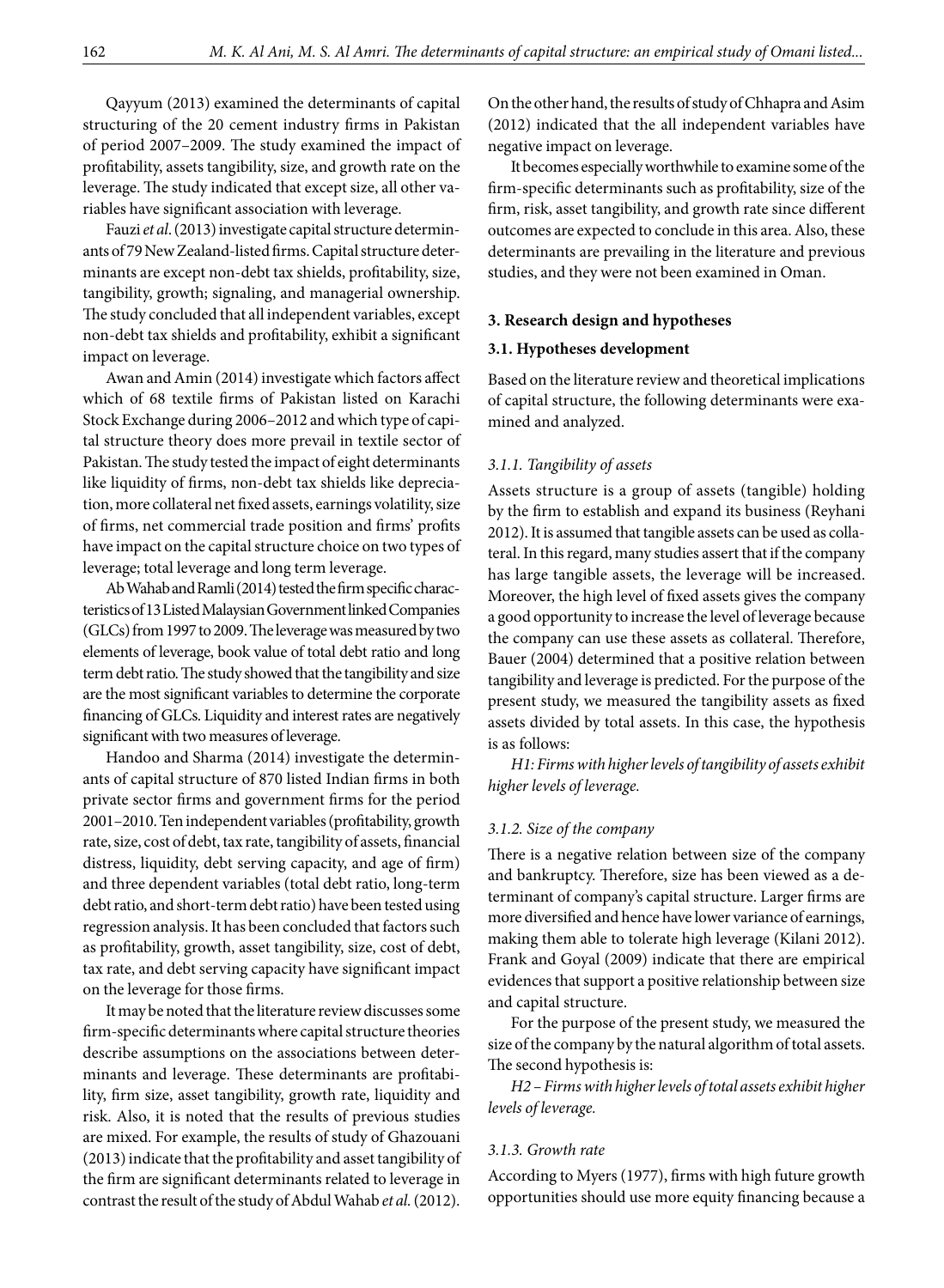Qayyum (2013) examined the determinants of capital structuring of the 20 cement industry firms in Pakistan of period 2007–2009. The study examined the impact of profitability, assets tangibility, size, and growth rate on the leverage. The study indicated that except size, all other variables have significant association with leverage.

Fauzi *et al.* (2013) investigate capital structure determinants of 79 New Zealand-listed firms. Capital structure determinants are except non-debt tax shields, profitability, size, tangibility, growth; signaling, and managerial ownership. The study concluded that all independent variables, except non-debt tax shields and profitability, exhibit a significant impact on leverage.

Awan and Amin (2014) investigate which factors affect which of 68 textile firms of Pakistan listed on Karachi Stock Exchange during 2006–2012 and which type of capital structure theory does more prevail in textile sector of Pakistan. The study tested the impact of eight determinants like liquidity of firms, non-debt tax shields like depreciation, more collateral net fixed assets, earnings volatility, size of firms, net commercial trade position and firms' profits have impact on the capital structure choice on two types of leverage; total leverage and long term leverage.

Ab Wahab and Ramli (2014) tested the firm specific characteristics of 13 Listed Malaysian Government linked Companies (GLCs) from 1997 to 2009. The leverage was measured by two elements of leverage, book value of total debt ratio and long term debt ratio. The study showed that the tangibility and size are the most significant variables to determine the corporate financing of GLCs. Liquidity and interest rates are negatively significant with two measures of leverage.

Handoo and Sharma (2014) investigate the determinants of capital structure of 870 listed Indian firms in both private sector firms and government firms for the period 2001–2010. Ten independent variables (profitability, growth rate, size, cost of debt, tax rate, tangibility of assets, financial distress, liquidity, debt serving capacity, and age of firm) and three dependent variables (total debt ratio, long-term debt ratio, and short-term debt ratio) have been tested using regression analysis. It has been concluded that factors such as profitability, growth, asset tangibility, size, cost of debt, tax rate, and debt serving capacity have significant impact on the leverage for those firms.

It may be noted that the literature review discusses some firm-specific determinants where capital structure theories describe assumptions on the associations between determinants and leverage. These determinants are profitability, firm size, asset tangibility, growth rate, liquidity and risk. Also, it is noted that the results of previous studies are mixed. For example, the results of study of Ghazouani (2013) indicate that the profitability and asset tangibility of the firm are significant determinants related to leverage in contrast the result of the study of Abdul Wahab *et al.* (2012). On the other hand, the results of study of Chhapra and Asim (2012) indicated that the all independent variables have negative impact on leverage.

It becomes especially worthwhile to examine some of the firm-specific determinants such as profitability, size of the firm, risk, asset tangibility, and growth rate since different outcomes are expected to conclude in this area. Also, these determinants are prevailing in the literature and previous studies, and they were not been examined in Oman.

## 3. Research design and hypotheses

### 3.1. Hypotheses development

Based on the literature review and theoretical implications of capital structure, the following determinants were examined and analyzed.

#### *3.1.1. Tangibility of assets*

Assets structure is a group of assets (tangible) holding by the firm to establish and expand its business (Reyhani 2012). It is assumed that tangible assets can be used as collateral. In this regard, many studies assert that if the company has large tangible assets, the leverage will be increased. Moreover, the high level of fixed assets gives the company a good opportunity to increase the level of leverage because the company can use these assets as collateral. Therefore, Bauer (2004) determined that a positive relation between tangibility and leverage is predicted. For the purpose of the present study, we measured the tangibility assets as fixed assets divided by total assets. In this case, the hypothesis is as follows:

*H1: Firms with higher levels of tangibility of assets exhibit higher levels of leverage.*

#### *3.1.2. Size of the company*

There is a negative relation between size of the company and bankruptcy. Therefore, size has been viewed as a determinant of company's capital structure. Larger firms are more diversified and hence have lower variance of earnings, making them able to tolerate high leverage (Kilani 2012). Frank and Goyal (2009) indicate that there are empirical evidences that support a positive relationship between size and capital structure.

For the purpose of the present study, we measured the size of the company by the natural algorithm of total assets. The second hypothesis is:

*H2 – Firms with higher levels of total assets exhibit higher levels of leverage.*

#### *3.1.3. Growth rate*

According to Myers (1977), firms with high future growth opportunities should use more equity financing because a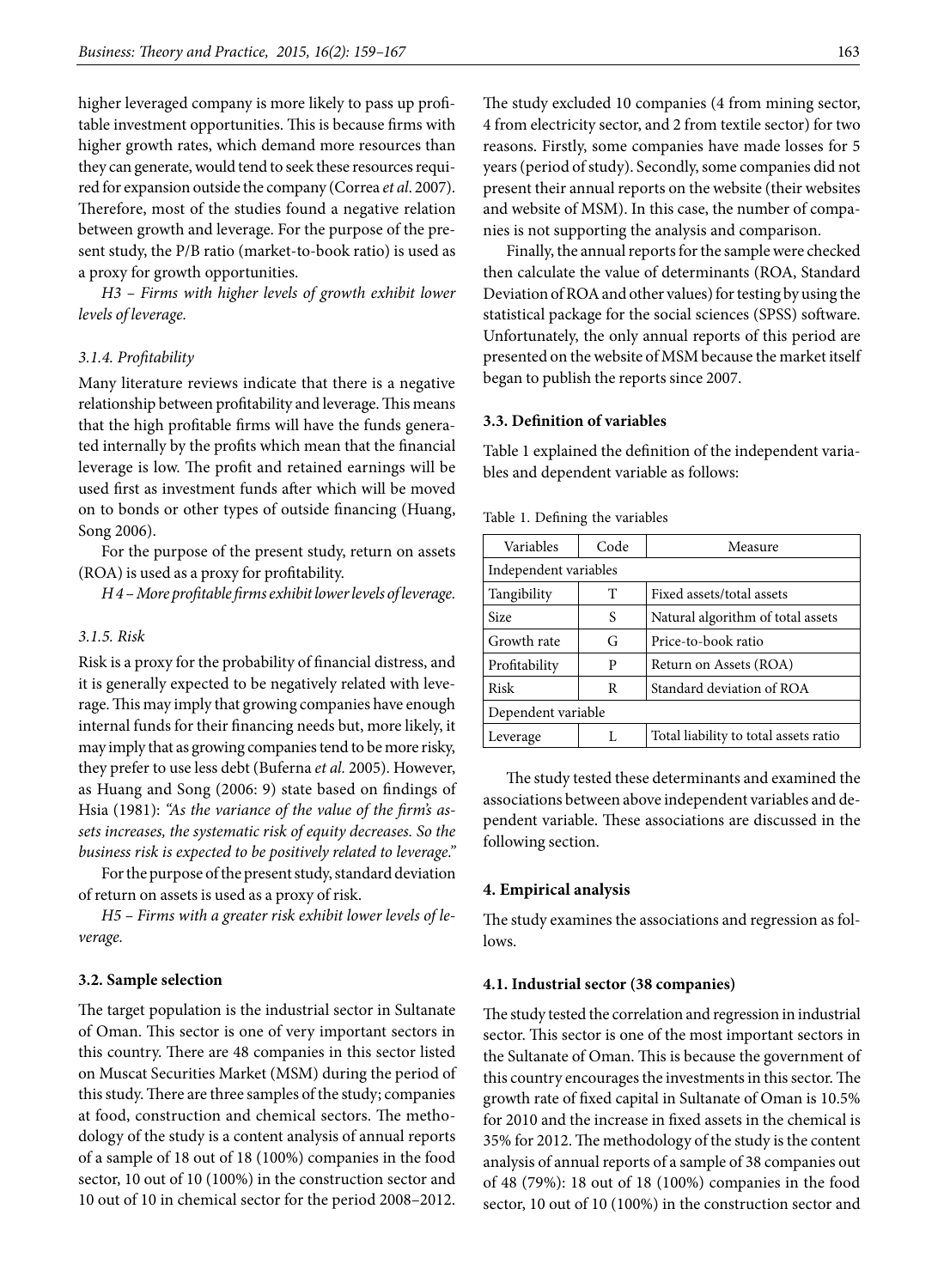higher leveraged company is more likely to pass up profitable investment opportunities. This is because firms with higher growth rates, which demand more resources than they can generate, would tend to seek these resources required for expansion outside the company (Correa *et al*. 2007). Therefore, most of the studies found a negative relation between growth and leverage. For the purpose of the present study, the P/B ratio (market-to-book ratio) is used as a proxy for growth opportunities.

*H3 – Firms with higher levels of growth exhibit lower levels of leverage.*

#### *3.1.4. Profitability*

Many literature reviews indicate that there is a negative relationship between profitability and leverage. This means that the high profitable firms will have the funds generated internally by the profits which mean that the financial leverage is low. The profit and retained earnings will be used first as investment funds after which will be moved on to bonds or other types of outside financing (Huang, Song 2006).

For the purpose of the present study, return on assets (ROA) is used as a proxy for profitability.

*H 4 – More profitable firms exhibit lower levels of leverage.*

#### *3.1.5. Risk*

Risk is a proxy for the probability of financial distress, and it is generally expected to be negatively related with leverage. This may imply that growing companies have enough internal funds for their financing needs but, more likely, it may imply that as growing companies tend to be more risky, they prefer to use less debt (Buferna *et al.* 2005). However, as Huang and Song (2006: 9) state based on findings of Hsia (1981): *"As the variance of the value of the firm's assets increases, the systematic risk of equity decreases. So the business risk is expected to be positively related to leverage."*

For the purpose of the present study, standard deviation of return on assets is used as a proxy of risk.

*H5 – Firms with a greater risk exhibit lower levels of leverage.*

### 3.2. Sample selection

The target population is the industrial sector in Sultanate of Oman. This sector is one of very important sectors in this country. There are 48 companies in this sector listed on Muscat Securities Market (MSM) during the period of this study. There are three samples of the study; companies at food, construction and chemical sectors. The methodology of the study is a content analysis of annual reports of a sample of 18 out of 18 (100%) companies in the food sector, 10 out of 10 (100%) in the construction sector and 10 out of 10 in chemical sector for the period 2008–2012.

The study excluded 10 companies (4 from mining sector, 4 from electricity sector, and 2 from textile sector) for two reasons. Firstly, some companies have made losses for 5 years (period of study). Secondly, some companies did not present their annual reports on the website (their websites and website of MSM). In this case, the number of companies is not supporting the analysis and comparison.

Finally, the annual reports for the sample were checked then calculate the value of determinants (ROA, Standard Deviation of ROA and other values) for testing by using the statistical package for the social sciences (SPSS) software. Unfortunately, the only annual reports of this period are presented on the website of MSM because the market itself began to publish the reports since 2007.

### 3.3. Definition of variables

Table 1 explained the definition of the independent variables and dependent variable as follows:

Table 1. Defining the variables

| Variables | Code | Measure |
|---|---|---|
| Independent variables | | |
| Tangibility | T | Fixed assets/total assets |
| Size | S | Natural algorithm of total assets |
| Growth rate | G | Price-to-book ratio |
| Profitability | P | Return on Assets (ROA) |
| Risk | R | Standard deviation of ROA |
| Dependent variable | | |
| Leverage | L | Total liability to total assets ratio |

The study tested these determinants and examined the associations between above independent variables and dependent variable. These associations are discussed in the following section.

## 4. Empirical analysis

The study examines the associations and regression as follows.

### 4.1. Industrial sector (38 companies)

The study tested the correlation and regression in industrial sector. This sector is one of the most important sectors in the Sultanate of Oman. This is because the government of this country encourages the investments in this sector. The growth rate of fixed capital in Sultanate of Oman is 10.5% for 2010 and the increase in fixed assets in the chemical is 35% for 2012. The methodology of the study is the content analysis of annual reports of a sample of 38 companies out of 48 (79%): 18 out of 18 (100%) companies in the food sector, 10 out of 10 (100%) in the construction sector and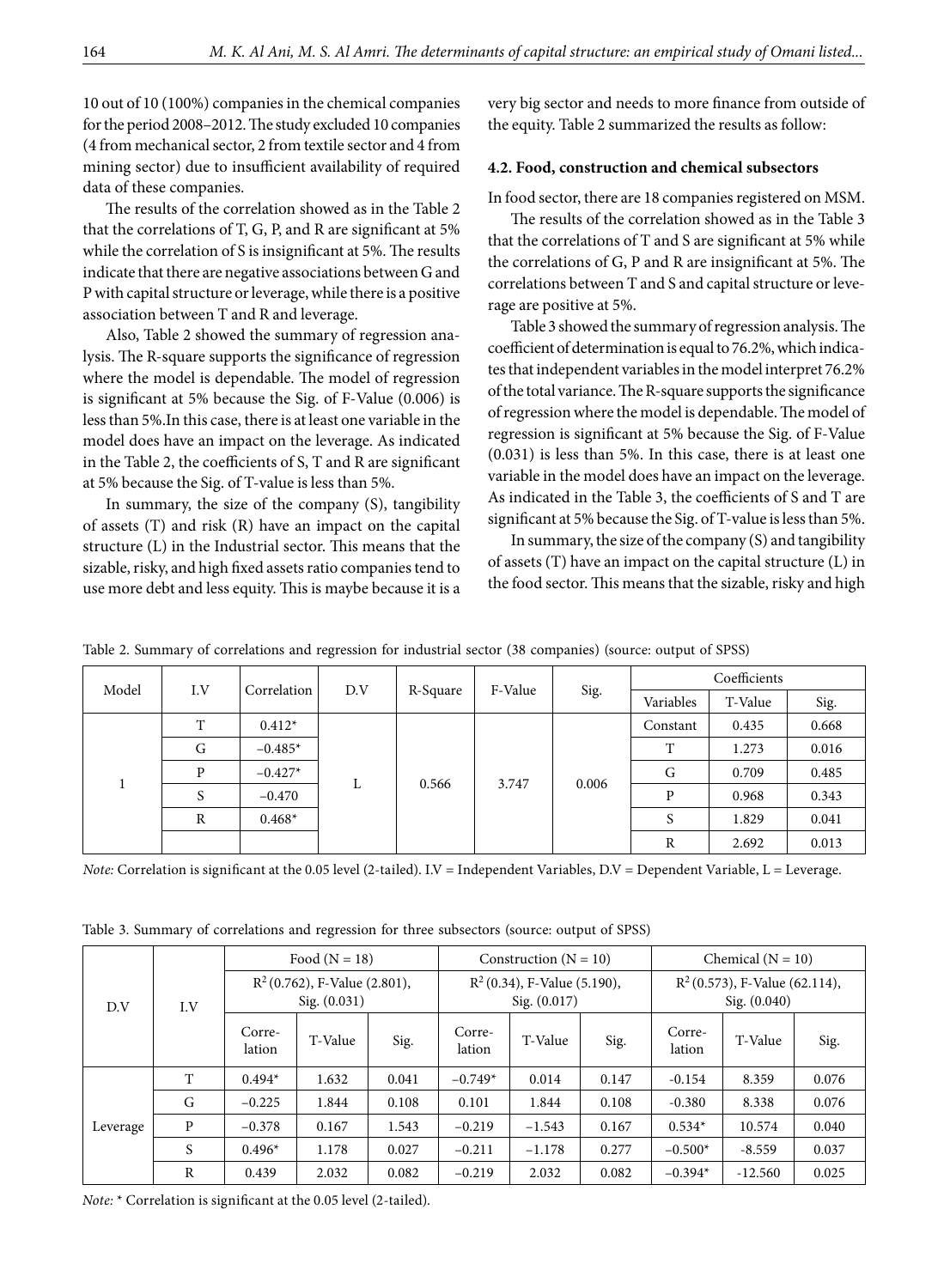10 out of 10 (100%) companies in the chemical companies for the period 2008–2012. The study excluded 10 companies (4 from mechanical sector, 2 from textile sector and 4 from mining sector) due to insufficient availability of required data of these companies.

The results of the correlation showed as in the Table 2 that the correlations of T, G, P, and R are significant at 5% while the correlation of S is insignificant at 5%. The results indicate that there are negative associations between G and P with capital structure or leverage, while there is a positive association between T and R and leverage.

Also, Table 2 showed the summary of regression analysis. The R-square supports the significance of regression where the model is dependable. The model of regression is significant at 5% because the Sig. of F-Value (0.006) is less than 5%.In this case, there is at least one variable in the model does have an impact on the leverage. As indicated in the Table 2, the coefficients of S, T and R are significant at 5% because the Sig. of T-value is less than 5%.

In summary, the size of the company (S), tangibility of assets (T) and risk (R) have an impact on the capital structure (L) in the Industrial sector. This means that the sizable, risky, and high fixed assets ratio companies tend to use more debt and less equity. This is maybe because it is a very big sector and needs to more finance from outside of the equity. Table 2 summarized the results as follow:

### 4.2. Food, construction and chemical subsectors

In food sector, there are 18 companies registered on MSM.

The results of the correlation showed as in the Table 3 that the correlations of T and S are significant at 5% while the correlations of G, P and R are insignificant at 5%. The correlations between T and S and capital structure or leverage are positive at 5%.

Table 3 showed the summary of regression analysis. The coefficient of determination is equal to 76.2%, which indicates that independent variables in the model interpret 76.2% of the total variance. The R-square supports the significance of regression where the model is dependable. The model of regression is significant at 5% because the Sig. of F-Value (0.031) is less than 5%. In this case, there is at least one variable in the model does have an impact on the leverage. As indicated in the Table 3, the coefficients of S and T are significant at 5% because the Sig. of T-value is less than 5%.

In summary, the size of the company (S) and tangibility of assets (T) have an impact on the capital structure (L) in the food sector. This means that the sizable, risky and high

Table 2. Summary of correlations and regression for industrial sector (38 companies) (source: output of SPSS)

| Model | I.V | Correlation | D.V | R-Square | F-Value | Sig. | Coefficients | | |
|---|---|---|---|---|---|---|---|---|---|
| | | | | | | | Variables | T-Value | Sig. |
| 1 | | | L | 0.566 | 3.747 | 0.006 | Constant | 0.435 | 0.668 |
| | T | 0.412* | | | | | T | 1.273 | 0.016 |
| | G | −0.485* | | | | | G | 0.709 | 0.485 |
| | P | −0.427* | | | | | P | 0.968 | 0.343 |
| | S | −0.470 | | | | | S | 1.829 | 0.041 |
| | R | 0.468* | | | | | R | 2.692 | 0.013 |

*Note:* Correlation is significant at the 0.05 level (2-tailed). I.V = Independent Variables, D.V = Dependent Variable, L = Leverage.

Table 3. Summary of correlations and regression for three subsectors (source: output of SPSS)

| D.V | I.V | Food (N = 18) | | | Construction (N = 10) | | | Chemical (N = 10) | | |
|---|---|---|---|---|---|---|---|---|---|---|
| | | $R^2$ (0.762), F-Value (2.801), Sig. (0.031) | | | $R^2$ (0.34), F-Value (5.190), Sig. (0.017) | | | $R^2$ (0.573), F-Value (62.114), Sig. (0.040) | | |
| | | Correlation | T-Value | Sig. | Correlation | T-Value | Sig. | Correlation | T-Value | Sig. |
| Leverage | T | 0.494* | 1.632 | 0.041 | −0.749* | 0.014 | 0.147 | -0.154 | 8.359 | 0.076 |
| | G | −0.225 | 1.844 | 0.108 | 0.101 | 1.844 | 0.108 | -0.380 | 8.338 | 0.076 |
| | P | −0.378 | 0.167 | 1.543 | −0.219 | −1.543 | 0.167 | 0.534* | 10.574 | 0.040 |
| | S | 0.496* | 1.178 | 0.027 | −0.211 | −1.178 | 0.277 | −0.500* | -8.559 | 0.037 |
| | R | 0.439 | 2.032 | 0.082 | −0.219 | 2.032 | 0.082 | −0.394* | -12.560 | 0.025 |

*Note:* * Correlation is significant at the 0.05 level (2-tailed).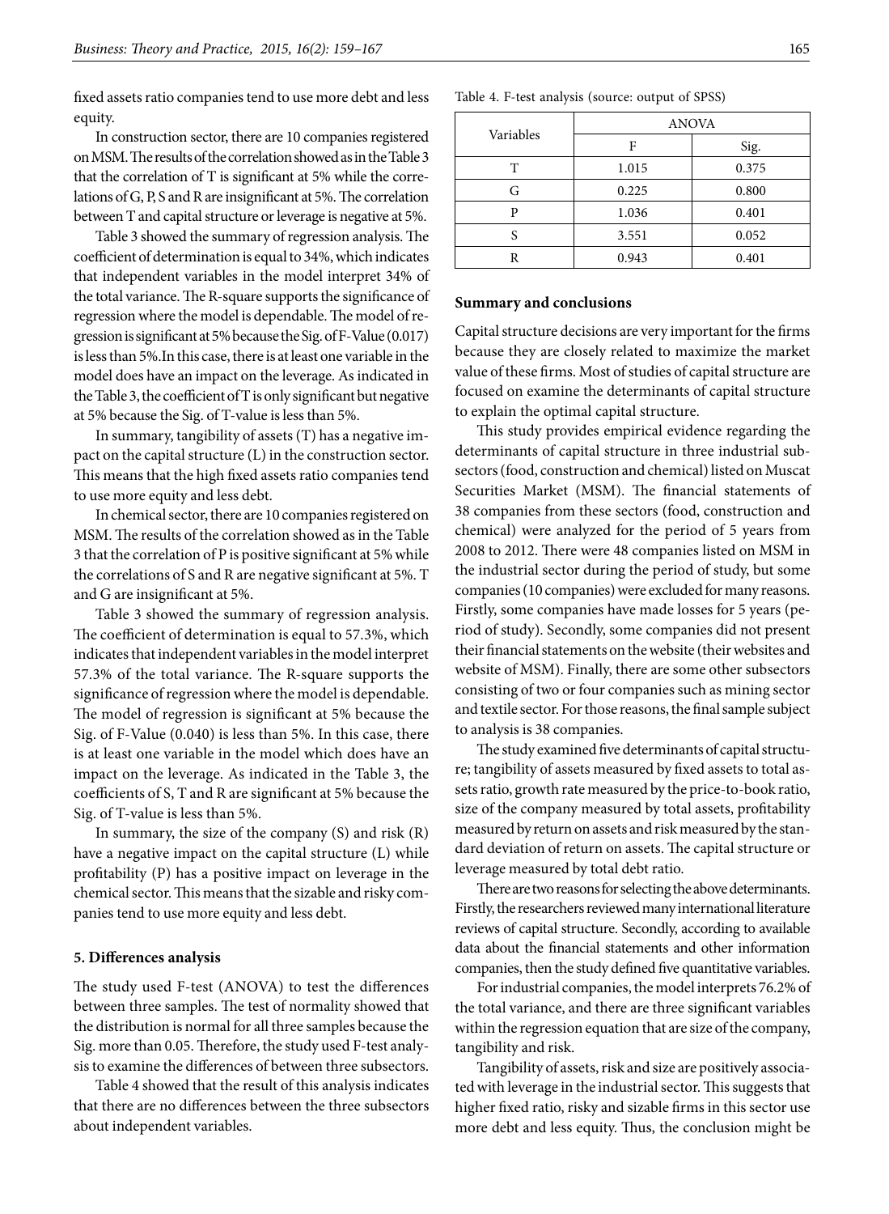fixed assets ratio companies tend to use more debt and less equity.

In construction sector, there are 10 companies registered on MSM. The results of the correlation showed as in the Table 3 that the correlation of T is significant at 5% while the correlations of G, P, S and R are insignificant at 5%. The correlation between T and capital structure or leverage is negative at 5%.

Table 3 showed the summary of regression analysis. The coefficient of determination is equal to 34%, which indicates that independent variables in the model interpret 34% of the total variance. The R-square supports the significance of regression where the model is dependable. The model of regression is significant at 5% because the Sig. of F-Value (0.017) is less than 5%.In this case, there is at least one variable in the model does have an impact on the leverage. As indicated in the Table 3, the coefficient of T is only significant but negative at 5% because the Sig. of T-value is less than 5%.

In summary, tangibility of assets (T) has a negative impact on the capital structure (L) in the construction sector. This means that the high fixed assets ratio companies tend to use more equity and less debt.

In chemical sector, there are 10 companies registered on MSM. The results of the correlation showed as in the Table 3 that the correlation of P is positive significant at 5% while the correlations of S and R are negative significant at 5%. T and G are insignificant at 5%.

Table 3 showed the summary of regression analysis. The coefficient of determination is equal to 57.3%, which indicates that independent variables in the model interpret 57.3% of the total variance. The R-square supports the significance of regression where the model is dependable. The model of regression is significant at 5% because the Sig. of F-Value (0.040) is less than 5%. In this case, there is at least one variable in the model which does have an impact on the leverage. As indicated in the Table 3, the coefficients of S, T and R are significant at 5% because the Sig. of T-value is less than 5%.

In summary, the size of the company (S) and risk (R) have a negative impact on the capital structure (L) while profitability (P) has a positive impact on leverage in the chemical sector. This means that the sizable and risky companies tend to use more equity and less debt.

## 5. Differences analysis

The study used F-test (ANOVA) to test the differences between three samples. The test of normality showed that the distribution is normal for all three samples because the Sig. more than 0.05. Therefore, the study used F-test analysis to examine the differences of between three subsectors.

Table 4 showed that the result of this analysis indicates that there are no differences between the three subsectors about independent variables.

Table 4. F-test analysis (source: output of SPSS)

| Variables | ANOVA | |
|---|---|---|
| | F | Sig. |
| T | 1.015 | 0.375 |
| G | 0.225 | 0.800 |
| P | 1.036 | 0.401 |
| S | 3.551 | 0.052 |
| R | 0.943 | 0.401 |

## Summary and conclusions

Capital structure decisions are very important for the firms because they are closely related to maximize the market value of these firms. Most of studies of capital structure are focused on examine the determinants of capital structure to explain the optimal capital structure.

This study provides empirical evidence regarding the determinants of capital structure in three industrial subsectors (food, construction and chemical) listed on Muscat Securities Market (MSM). The financial statements of 38 companies from these sectors (food, construction and chemical) were analyzed for the period of 5 years from 2008 to 2012. There were 48 companies listed on MSM in the industrial sector during the period of study, but some companies (10 companies) were excluded for many reasons. Firstly, some companies have made losses for 5 years (period of study). Secondly, some companies did not present their financial statements on the website (their websites and website of MSM). Finally, there are some other subsectors consisting of two or four companies such as mining sector and textile sector. For those reasons, the final sample subject to analysis is 38 companies.

The study examined five determinants of capital structure; tangibility of assets measured by fixed assets to total assets ratio, growth rate measured by the price-to-book ratio, size of the company measured by total assets, profitability measured by return on assets and risk measured by the standard deviation of return on assets. The capital structure or leverage measured by total debt ratio.

There are two reasons for selecting the above determinants. Firstly, the researchers reviewed many international literature reviews of capital structure. Secondly, according to available data about the financial statements and other information companies, then the study defined five quantitative variables.

For industrial companies, the model interprets 76.2% of the total variance, and there are three significant variables within the regression equation that are size of the company, tangibility and risk.

Tangibility of assets, risk and size are positively associated with leverage in the industrial sector. This suggests that higher fixed ratio, risky and sizable firms in this sector use more debt and less equity. Thus, the conclusion might be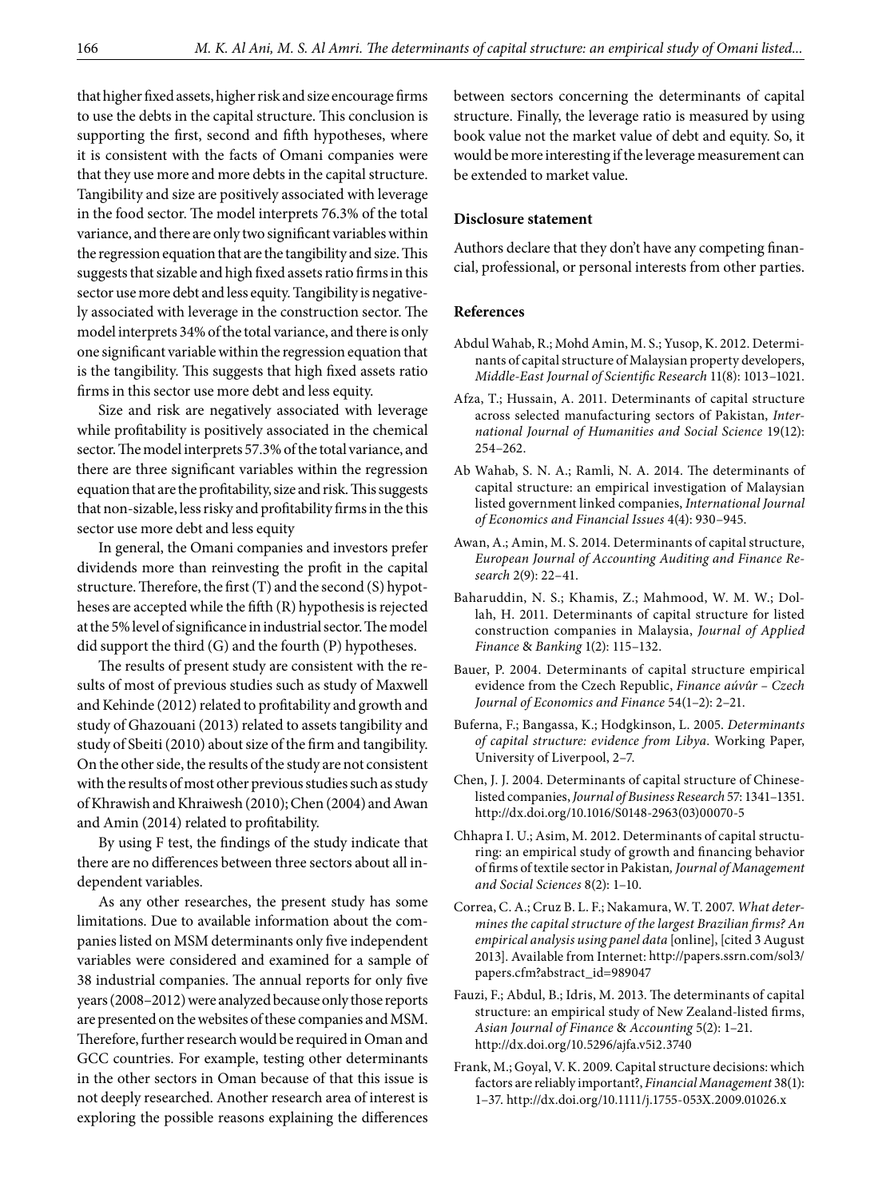that higher fixed assets, higher risk and size encourage firms to use the debts in the capital structure. This conclusion is supporting the first, second and fifth hypotheses, where it is consistent with the facts of Omani companies were that they use more and more debts in the capital structure. Tangibility and size are positively associated with leverage in the food sector. The model interprets 76.3% of the total variance, and there are only two significant variables within the regression equation that are the tangibility and size. This suggests that sizable and high fixed assets ratio firms in this sector use more debt and less equity. Tangibility is negatively associated with leverage in the construction sector. The model interprets 34% of the total variance, and there is only one significant variable within the regression equation that is the tangibility. This suggests that high fixed assets ratio firms in this sector use more debt and less equity.

Size and risk are negatively associated with leverage while profitability is positively associated in the chemical sector. The model interprets 57.3% of the total variance, and there are three significant variables within the regression equation that are the profitability, size and risk. This suggests that non-sizable, less risky and profitability firms in the this sector use more debt and less equity

In general, the Omani companies and investors prefer dividends more than reinvesting the profit in the capital structure. Therefore, the first (T) and the second (S) hypotheses are accepted while the fifth (R) hypothesis is rejected at the 5% level of significance in industrial sector. The model did support the third (G) and the fourth (P) hypotheses.

The results of present study are consistent with the results of most of previous studies such as study of Maxwell and Kehinde (2012) related to profitability and growth and study of Ghazouani (2013) related to assets tangibility and study of Sbeiti (2010) about size of the firm and tangibility. On the other side, the results of the study are not consistent with the results of most other previous studies such as study of Khrawish and Khraiwesh (2010); Chen (2004) and Awan and Amin (2014) related to profitability.

By using F test, the findings of the study indicate that there are no differences between three sectors about all independent variables.

As any other researches, the present study has some limitations. Due to available information about the companies listed on MSM determinants only five independent variables were considered and examined for a sample of 38 industrial companies. The annual reports for only five years (2008–2012) were analyzed because only those reports are presented on the websites of these companies and MSM. Therefore, further research would be required in Oman and GCC countries. For example, testing other determinants in the other sectors in Oman because of that this issue is not deeply researched. Another research area of interest is exploring the possible reasons explaining the differences between sectors concerning the determinants of capital structure. Finally, the leverage ratio is measured by using book value not the market value of debt and equity. So, it would be more interesting if the leverage measurement can be extended to market value.

### Disclosure statement

Authors declare that they don't have any competing financial, professional, or personal interests from other parties.

### References

Abdul Wahab, R.; Mohd Amin, M. S.; Yusop, K. 2012. Determinants of capital structure of Malaysian property developers, *Middle-East Journal of Scientific Research* 11(8): 1013–1021.

Afza, T.; Hussain, A. 2011. Determinants of capital structure across selected manufacturing sectors of Pakistan, *International Journal of Humanities and Social Science* 19(12): 254–262.

Ab Wahab, S. N. A.; Ramli, N. A. 2014. The determinants of capital structure: an empirical investigation of Malaysian listed government linked companies, *International Journal of Economics and Financial Issues* 4(4): 930–945.

Awan, A.; Amin, M. S. 2014. Determinants of capital structure, *European Journal of Accounting Auditing and Finance Research* 2(9): 22–41.

Baharuddin, N. S.; Khamis, Z.; Mahmood, W. M. W.; Dollah, H. 2011. Determinants of capital structure for listed construction companies in Malaysia, *Journal of Applied Finance & Banking* 1(2): 115–132.

Bauer, P. 2004. Determinants of capital structure empirical evidence from the Czech Republic, *Finance aúvûr – Czech Journal of Economics and Finance* 54(1–2): 2–21.

Buferna, F.; Bangassa, K.; Hodgkinson, L. 2005. *Determinants of capital structure: evidence from Libya*. Working Paper, University of Liverpool, 2–7.

Chen, J. J. 2004. Determinants of capital structure of Chinese-listed companies, *Journal of Business Research* 57: 1341–1351. http://dx.doi.org/10.1016/S0148-2963(03)00070-5

Chhapra I. U.; Asim, M. 2012. Determinants of capital structuring: an empirical study of growth and financing behavior of firms of textile sector in Pakistan, *Journal of Management and Social Sciences* 8(2): 1–10.

Correa, C. A.; Cruz B. L. F.; Nakamura, W. T. 2007. *What determines the capital structure of the largest Brazilian firms? An empirical analysis using panel data* [online], [cited 3 August 2013]. Available from Internet: http://papers.ssrn.com/sol3/papers.cfm?abstract_id=989047

Fauzi, F.; Abdul, B.; Idris, M. 2013. The determinants of capital structure: an empirical study of New Zealand-listed firms, *Asian Journal of Finance & Accounting* 5(2): 1–21. http://dx.doi.org/10.5296/ajfa.v5i2.3740

Frank, M.; Goyal, V. K. 2009. Capital structure decisions: which factors are reliably important?, *Financial Management* 38(1): 1–37. http://dx.doi.org/10.1111/j.1755-053X.2009.01026.x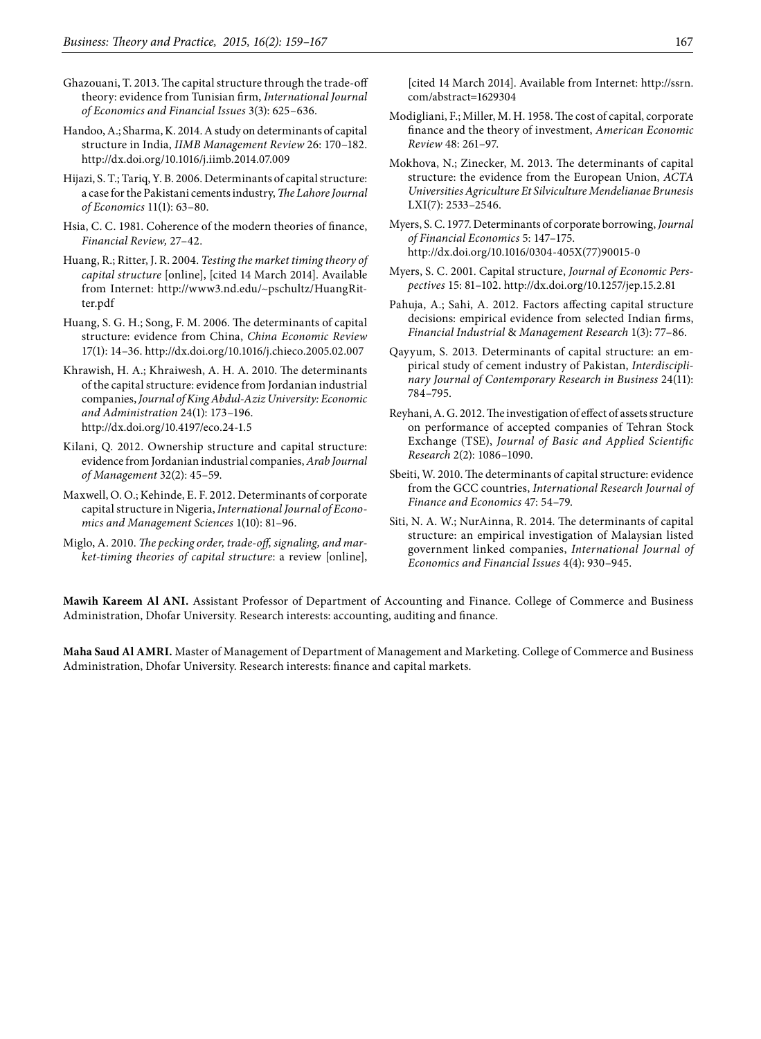Ghazouani, T. 2013. The capital structure through the trade-off theory: evidence from Tunisian firm, *International Journal of Economics and Financial Issues* 3(3): 625–636.

Handoo, A.; Sharma, K. 2014. A study on determinants of capital structure in India, *IIMB Management Review* 26: 170–182. http://dx.doi.org/10.1016/j.iimb.2014.07.009

Hijazi, S. T.; Tariq, Y. B. 2006. Determinants of capital structure: a case for the Pakistani cements industry, *The Lahore Journal of Economics* 11(1): 63–80.

Hsia, C. C. 1981. Coherence of the modern theories of finance, *Financial Review,* 27–42.

Huang, R.; Ritter, J. R. 2004. *Testing the market timing theory of capital structure* [online], [cited 14 March 2014]. Available from Internet: http://www3.nd.edu/~pschultz/HuangRitter.pdf

Huang, S. G. H.; Song, F. M. 2006. The determinants of capital structure: evidence from China, *China Economic Review* 17(1): 14–36. http://dx.doi.org/10.1016/j.chieco.2005.02.007

Khrawish, H. A.; Khraiwesh, A. H. A. 2010. The determinants of the capital structure: evidence from Jordanian industrial companies, *Journal of King Abdul-Aziz University: Economic and Administration* 24(1): 173–196. http://dx.doi.org/10.4197/eco.24-1.5

Kilani, Q. 2012. Ownership structure and capital structure: evidence from Jordanian industrial companies, *Arab Journal of Management* 32(2): 45–59.

Maxwell, O. O.; Kehinde, E. F. 2012. Determinants of corporate capital structure in Nigeria, *International Journal of Economics and Management Sciences* 1(10): 81–96.

Miglo, A. 2010. *The pecking order, trade-off, signaling, and market-timing theories of capital structure*: a review [online], [cited 14 March 2014]. Available from Internet: http://ssrn.com/abstract=1629304

Modigliani, F.; Miller, M. H. 1958. The cost of capital, corporate finance and the theory of investment, *American Economic Review* 48: 261–97.

Mokhova, N.; Zinecker, M. 2013. The determinants of capital structure: the evidence from the European Union, *ACTA Universities Agriculture Et Silviculture Mendelianae Brunesis* LXI(7): 2533–2546.

Myers, S. C. 1977. Determinants of corporate borrowing, *Journal of Financial Economics* 5: 147–175. http://dx.doi.org/10.1016/0304-405X(77)90015-0

Myers, S. C. 2001. Capital structure, *Journal of Economic Perspectives* 15: 81–102. http://dx.doi.org/10.1257/jep.15.2.81

Pahuja, A.; Sahi, A. 2012. Factors affecting capital structure decisions: empirical evidence from selected Indian firms, *Financial Industrial* & *Management Research* 1(3): 77–86.

Qayyum, S. 2013. Determinants of capital structure: an empirical study of cement industry of Pakistan, *Interdisciplinary Journal of Contemporary Research in Business* 24(11): 784–795.

Reyhani, A. G. 2012. The investigation of effect of assets structure on performance of accepted companies of Tehran Stock Exchange (TSE), *Journal of Basic and Applied Scientific Research* 2(2): 1086–1090.

Sbeiti, W. 2010. The determinants of capital structure: evidence from the GCC countries, *International Research Journal of Finance and Economics* 47: 54–79.

Siti, N. A. W.; NurAinna, R. 2014. The determinants of capital structure: an empirical investigation of Malaysian listed government linked companies, *International Journal of Economics and Financial Issues* 4(4): 930–945.

**Mawih Kareem Al ANI.** Assistant Professor of Department of Accounting and Finance. College of Commerce and Business Administration, Dhofar University. Research interests: accounting, auditing and finance.

**Maha Saud Al AMRI.** Master of Management of Department of Management and Marketing. College of Commerce and Business Administration, Dhofar University. Research interests: finance and capital markets.